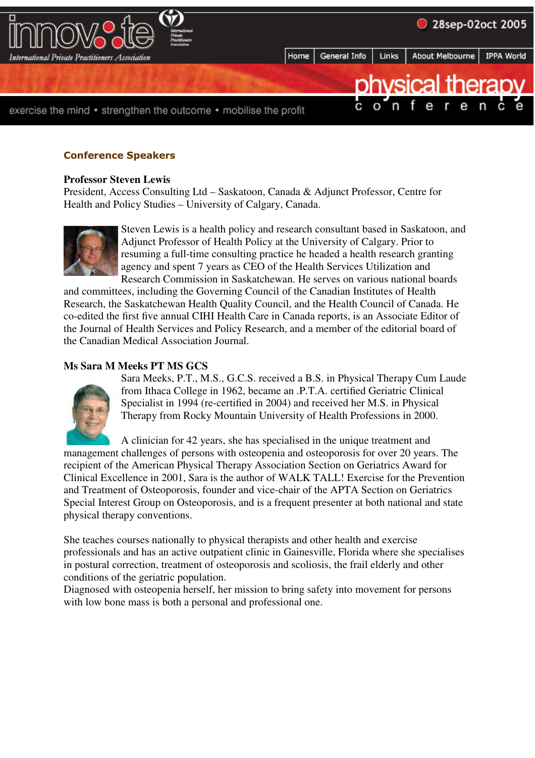innov:te International Private Practitioners Association

28sep-02oct 2005

Home | General Info | Links | About Melbourne | IPPA World

physical therapy conference

exercise the mind • strengthen the outcome • mobilise the profit

## Conference Speakers

**Professor Steven Lewis**
President, Access Consulting Ltd – Saskatoon, Canada & Adjunct Professor, Centre for Health and Policy Studies – University of Calgary, Canada.

Steven Lewis is a health policy and research consultant based in Saskatoon, and Adjunct Professor of Health Policy at the University of Calgary. Prior to resuming a full-time consulting practice he headed a health research granting agency and spent 7 years as CEO of the Health Services Utilization and Research Commission in Saskatchewan. He serves on various national boards and committees, including the Governing Council of the Canadian Institutes of Health Research, the Saskatchewan Health Quality Council, and the Health Council of Canada. He co-edited the first five annual CIHI Health Care in Canada reports, is an Associate Editor of the Journal of Health Services and Policy Research, and a member of the editorial board of the Canadian Medical Association Journal.

**Ms Sara M Meeks PT MS GCS**
Sara Meeks, P.T., M.S., G.C.S. received a B.S. in Physical Therapy Cum Laude from Ithaca College in 1962, became an .P.T.A. certified Geriatric Clinical Specialist in 1994 (re-certified in 2004) and received her M.S. in Physical Therapy from Rocky Mountain University of Health Professions in 2000.

A clinician for 42 years, she has specialised in the unique treatment and management challenges of persons with osteopenia and osteoporosis for over 20 years. The recipient of the American Physical Therapy Association Section on Geriatrics Award for Clinical Excellence in 2001, Sara is the author of WALK TALL! Exercise for the Prevention and Treatment of Osteoporosis, founder and vice-chair of the APTA Section on Geriatrics Special Interest Group on Osteoporosis, and is a frequent presenter at both national and state physical therapy conventions.

She teaches courses nationally to physical therapists and other health and exercise professionals and has an active outpatient clinic in Gainesville, Florida where she specialises in postural correction, treatment of osteoporosis and scoliosis, the frail elderly and other conditions of the geriatric population.
Diagnosed with osteopenia herself, her mission to bring safety into movement for persons with low bone mass is both a personal and professional one.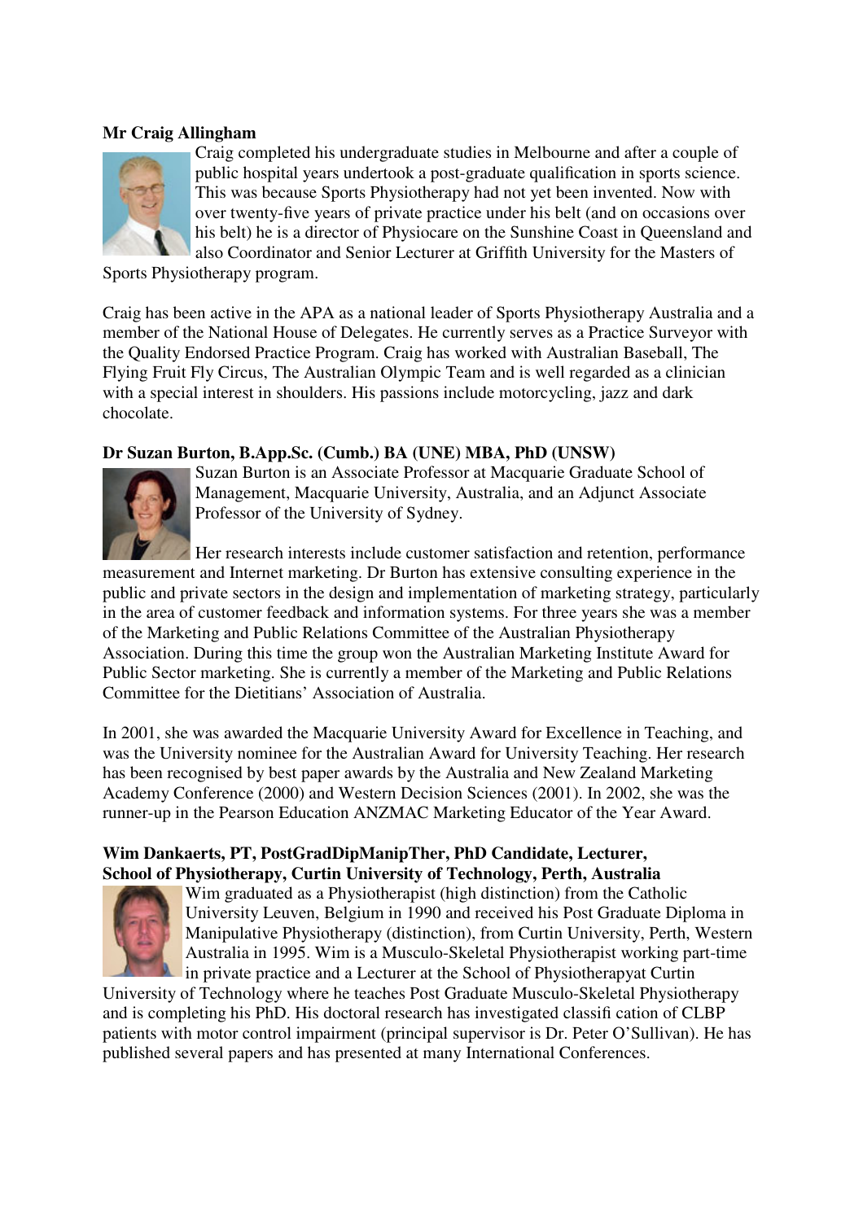**Mr Craig Allingham**

Craig completed his undergraduate studies in Melbourne and after a couple of public hospital years undertook a post-graduate qualification in sports science. This was because Sports Physiotherapy had not yet been invented. Now with over twenty-five years of private practice under his belt (and on occasions over his belt) he is a director of Physiocare on the Sunshine Coast in Queensland and also Coordinator and Senior Lecturer at Griffith University for the Masters of Sports Physiotherapy program.

Craig has been active in the APA as a national leader of Sports Physiotherapy Australia and a member of the National House of Delegates. He currently serves as a Practice Surveyor with the Quality Endorsed Practice Program. Craig has worked with Australian Baseball, The Flying Fruit Fly Circus, The Australian Olympic Team and is well regarded as a clinician with a special interest in shoulders. His passions include motorcycling, jazz and dark chocolate.

**Dr Suzan Burton, B.App.Sc. (Cumb.) BA (UNE) MBA, PhD (UNSW)**

Suzan Burton is an Associate Professor at Macquarie Graduate School of Management, Macquarie University, Australia, and an Adjunct Associate Professor of the University of Sydney.

Her research interests include customer satisfaction and retention, performance measurement and Internet marketing. Dr Burton has extensive consulting experience in the public and private sectors in the design and implementation of marketing strategy, particularly in the area of customer feedback and information systems. For three years she was a member of the Marketing and Public Relations Committee of the Australian Physiotherapy Association. During this time the group won the Australian Marketing Institute Award for Public Sector marketing. She is currently a member of the Marketing and Public Relations Committee for the Dietitians' Association of Australia.

In 2001, she was awarded the Macquarie University Award for Excellence in Teaching, and was the University nominee for the Australian Award for University Teaching. Her research has been recognised by best paper awards by the Australia and New Zealand Marketing Academy Conference (2000) and Western Decision Sciences (2001). In 2002, she was the runner-up in the Pearson Education ANZMAC Marketing Educator of the Year Award.

**Wim Dankaerts, PT, PostGradDipManipTher, PhD Candidate, Lecturer, School of Physiotherapy, Curtin University of Technology, Perth, Australia**

Wim graduated as a Physiotherapist (high distinction) from the Catholic University Leuven, Belgium in 1990 and received his Post Graduate Diploma in Manipulative Physiotherapy (distinction), from Curtin University, Perth, Western Australia in 1995. Wim is a Musculo-Skeletal Physiotherapist working part-time in private practice and a Lecturer at the School of Physiotherapyat Curtin University of Technology where he teaches Post Graduate Musculo-Skeletal Physiotherapy and is completing his PhD. His doctoral research has investigated classifi cation of CLBP patients with motor control impairment (principal supervisor is Dr. Peter O'Sullivan). He has published several papers and has presented at many International Conferences.